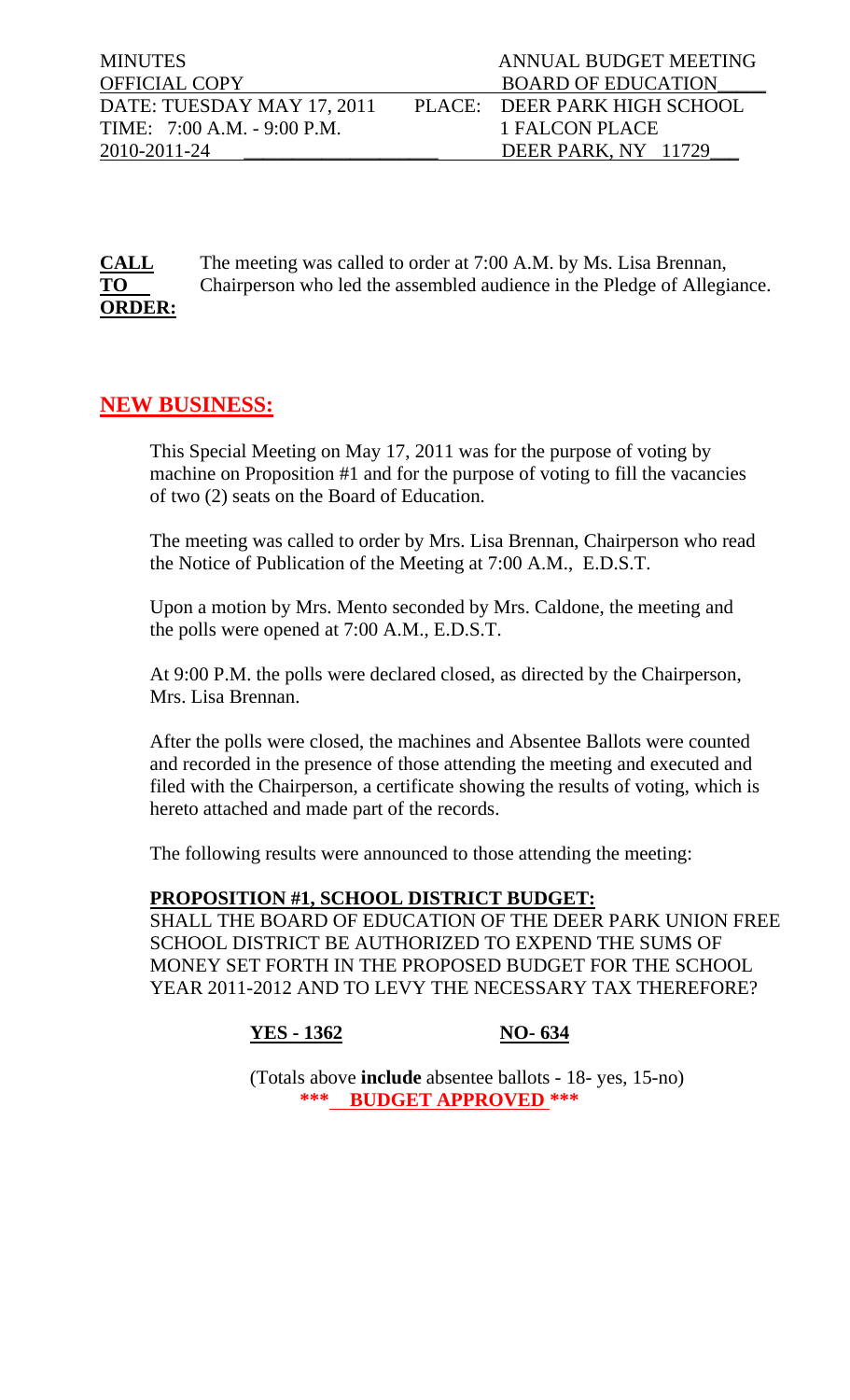| MINUTES | ANNUAL BUDGET MEETING |
| --- | --- |
| OFFICIAL COPY | BOARD OF EDUCATION |
| DATE: TUESDAY MAY 17, 2011 | PLACE: DEER PARK HIGH SCHOOL |
| TIME: 7:00 A.M. - 9:00 P.M. | 1 FALCON PLACE |
| 2010-2011-24 | DEER PARK, NY 11729 |

**CALL TO ORDER:** The meeting was called to order at 7:00 A.M. by Ms. Lisa Brennan, Chairperson who led the assembled audience in the Pledge of Allegiance.

## NEW BUSINESS:

This Special Meeting on May 17, 2011 was for the purpose of voting by machine on Proposition #1 and for the purpose of voting to fill the vacancies of two (2) seats on the Board of Education.

The meeting was called to order by Mrs. Lisa Brennan, Chairperson who read the Notice of Publication of the Meeting at 7:00 A.M., E.D.S.T.

Upon a motion by Mrs. Mento seconded by Mrs. Caldone, the meeting and the polls were opened at 7:00 A.M., E.D.S.T.

At 9:00 P.M. the polls were declared closed, as directed by the Chairperson, Mrs. Lisa Brennan.

After the polls were closed, the machines and Absentee Ballots were counted and recorded in the presence of those attending the meeting and executed and filed with the Chairperson, a certificate showing the results of voting, which is hereto attached and made part of the records.

The following results were announced to those attending the meeting:

**PROPOSITION #1, SCHOOL DISTRICT BUDGET:**

SHALL THE BOARD OF EDUCATION OF THE DEER PARK UNION FREE SCHOOL DISTRICT BE AUTHORIZED TO EXPEND THE SUMS OF MONEY SET FORTH IN THE PROPOSED BUDGET FOR THE SCHOOL YEAR 2011-2012 AND TO LEVY THE NECESSARY TAX THEREFORE?

**YES - 1362** **NO- 634**

(Totals above **include** absentee ballots - 18- yes, 15-no)

**\*\*\* BUDGET APPROVED \*\*\***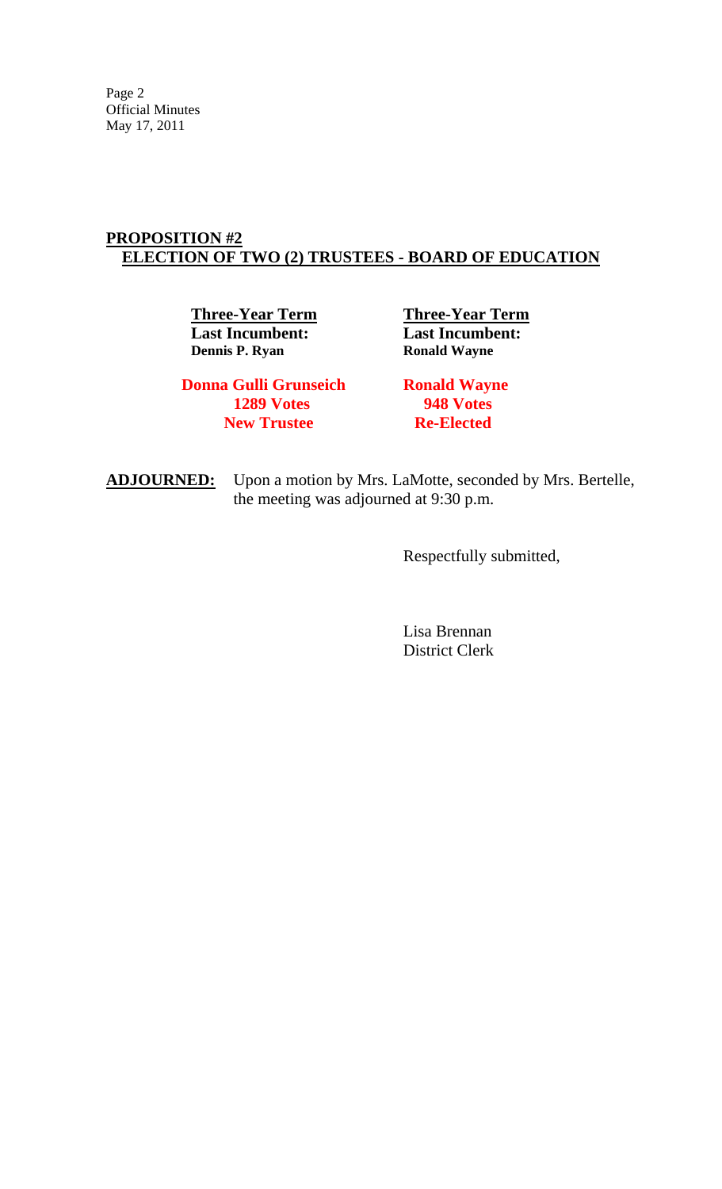**PROPOSITION #2**
**ELECTION OF TWO (2) TRUSTEES - BOARD OF EDUCATION**

| | |
|---|---|
| **Three-Year Term** | **Three-Year Term** |
| **Last Incumbent:** | **Last Incumbent:** |
| **Dennis P. Ryan** | **Ronald Wayne** |
| **Donna Gulli Grunseich** | **Ronald Wayne** |
| **1289 Votes** | **948 Votes** |
| **New Trustee** | **Re-Elected** |

**ADJOURNED:** Upon a motion by Mrs. LaMotte, seconded by Mrs. Bertelle, the meeting was adjourned at 9:30 p.m.

Respectfully submitted,

Lisa Brennan
District Clerk